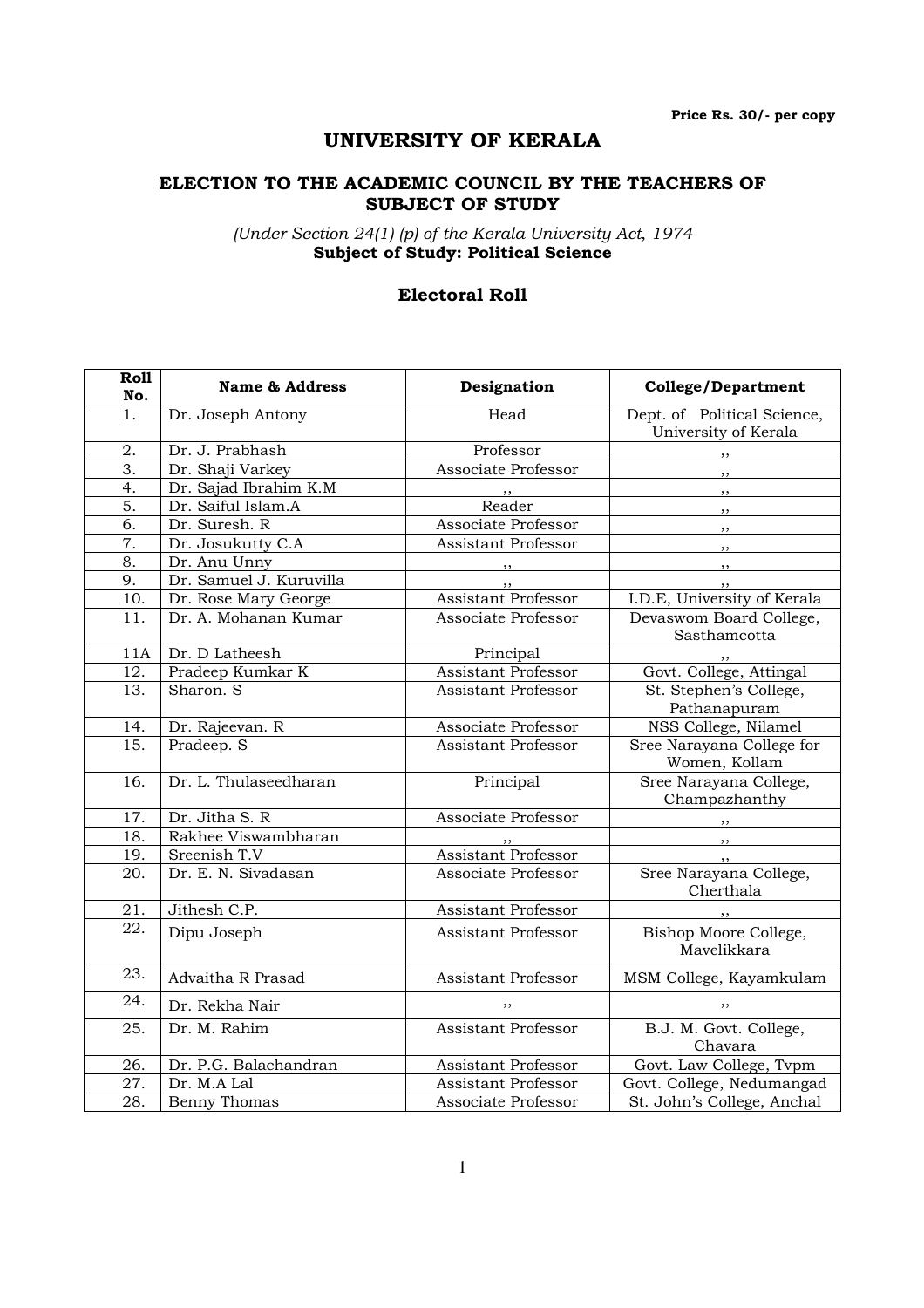**Price Rs. 30/- per copy**

# UNIVERSITY OF KERALA

## ELECTION TO THE ACADEMIC COUNCIL BY THE TEACHERS OF SUBJECT OF STUDY

*(Under Section 24(1) (p) of the Kerala University Act, 1974*
**Subject of Study: Political Science**

### Electoral Roll

| Roll No. | Name & Address | Designation | College/Department |
|---|---|---|---|
| 1. | Dr. Joseph Antony | Head | Dept. of Political Science, University of Kerala |
| 2. | Dr. J. Prabhash | Professor | ,, |
| 3. | Dr. Shaji Varkey | Associate Professor | ,, |
| 4. | Dr. Sajad Ibrahim K.M | ,, | ,, |
| 5. | Dr. Saiful Islam.A | Reader | ,, |
| 6. | Dr. Suresh. R | Associate Professor | ,, |
| 7. | Dr. Josukutty C.A | Assistant Professor | ,, |
| 8. | Dr. Anu Unny | ,, | ,, |
| 9. | Dr. Samuel J. Kuruvilla | ,, | ,, |
| 10. | Dr. Rose Mary George | Assistant Professor | I.D.E, University of Kerala |
| 11. | Dr. A. Mohanan Kumar | Associate Professor | Devaswom Board College, Sasthamcotta |
| 11A | Dr. D Latheesh | Principal | ,, |
| 12. | Pradeep Kumkar K | Assistant Professor | Govt. College, Attingal |
| 13. | Sharon. S | Assistant Professor | St. Stephen's College, Pathanapuram |
| 14. | Dr. Rajeevan. R | Associate Professor | NSS College, Nilamel |
| 15. | Pradeep. S | Assistant Professor | Sree Narayana College for Women, Kollam |
| 16. | Dr. L. Thulaseedharan | Principal | Sree Narayana College, Champazhanthy |
| 17. | Dr. Jitha S. R | Associate Professor | ,, |
| 18. | Rakhee Viswambharan | ,, | ,, |
| 19. | Sreenish T.V | Assistant Professor | ,, |
| 20. | Dr. E. N. Sivadasan | Associate Professor | Sree Narayana College, Cherthala |
| 21. | Jithesh C.P. | Assistant Professor | ,, |
| 22. | Dipu Joseph | Assistant Professor | Bishop Moore College, Mavelikkara |
| 23. | Advaitha R Prasad | Assistant Professor | MSM College, Kayamkulam |
| 24. | Dr. Rekha Nair | ,, | ,, |
| 25. | Dr. M. Rahim | Assistant Professor | B.J. M. Govt. College, Chavara |
| 26. | Dr. P.G. Balachandran | Assistant Professor | Govt. Law College, Tvpm |
| 27. | Dr. M.A Lal | Assistant Professor | Govt. College, Nedumangad |
| 28. | Benny Thomas | Associate Professor | St. John's College, Anchal |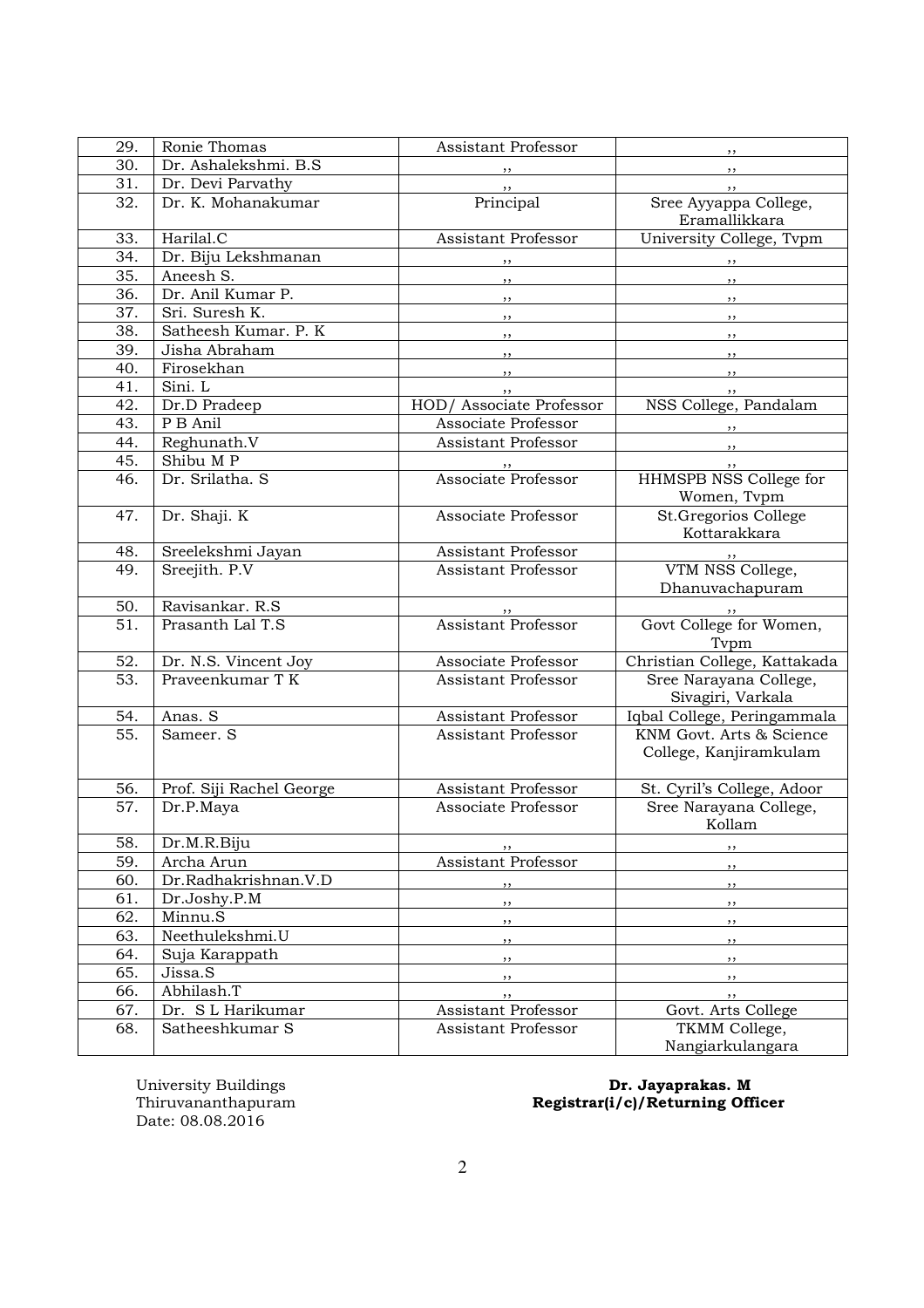| 29. | Ronie Thomas | Assistant Professor | ,, |
|---|---|---|---|
| 30. | Dr. Ashalekshmi. B.S | ,, | ,, |
| 31. | Dr. Devi Parvathy | ,, | ,, |
| 32. | Dr. K. Mohanakumar | Principal | Sree Ayyappa College, Eramallikkara |
| 33. | Harilal.C | Assistant Professor | University College, Tvpm |
| 34. | Dr. Biju Lekshmanan | ,, | ,, |
| 35. | Aneesh S. | ,, | ,, |
| 36. | Dr. Anil Kumar P. | ,, | ,, |
| 37. | Sri. Suresh K. | ,, | ,, |
| 38. | Satheesh Kumar. P. K | ,, | ,, |
| 39. | Jisha Abraham | ,, | ,, |
| 40. | Firosekhan | ,, | ,, |
| 41. | Sini. L | ,, | ,, |
| 42. | Dr.D Pradeep | HOD/ Associate Professor | NSS College, Pandalam |
| 43. | P B Anil | Associate Professor | ,, |
| 44. | Reghunath.V | Assistant Professor | ,, |
| 45. | Shibu M P | ,, | ,, |
| 46. | Dr. Srilatha. S | Associate Professor | HHMSPB NSS College for Women, Tvpm |
| 47. | Dr. Shaji. K | Associate Professor | St.Gregorios College Kottarakkara |
| 48. | Sreelekshmi Jayan | Assistant Professor | ,, |
| 49. | Sreejith. P.V | Assistant Professor | VTM NSS College, Dhanuvachapuram |
| 50. | Ravisankar. R.S | ,, | ,, |
| 51. | Prasanth Lal T.S | Assistant Professor | Govt College for Women, Tvpm |
| 52. | Dr. N.S. Vincent Joy | Associate Professor | Christian College, Kattakada |
| 53. | Praveenkumar T K | Assistant Professor | Sree Narayana College, Sivagiri, Varkala |
| 54. | Anas. S | Assistant Professor | Iqbal College, Peringammala |
| 55. | Sameer. S | Assistant Professor | KNM Govt. Arts & Science College, Kanjiramkulam |
| 56. | Prof. Siji Rachel George | Assistant Professor | St. Cyril's College, Adoor |
| 57. | Dr.P.Maya | Associate Professor | Sree Narayana College, Kollam |
| 58. | Dr.M.R.Biju | ,, | ,, |
| 59. | Archa Arun | Assistant Professor | ,, |
| 60. | Dr.Radhakrishnan.V.D | ,, | ,, |
| 61. | Dr.Joshy.P.M | ,, | ,, |
| 62. | Minnu.S | ,, | ,, |
| 63. | Neethulekshmi.U | ,, | ,, |
| 64. | Suja Karappath | ,, | ,, |
| 65. | Jissa.S | ,, | ,, |
| 66. | Abhilash.T | ,, | ,, |
| 67. | Dr. S L Harikumar | Assistant Professor | Govt. Arts College |
| 68. | Satheeshkumar S | Assistant Professor | TKMM College, Nangiarkulangara |

University Buildings
Thiruvananthapuram
Date: 08.08.2016

**Dr. Jayaprakas. M**
**Registrar(i/c)/Returning Officer**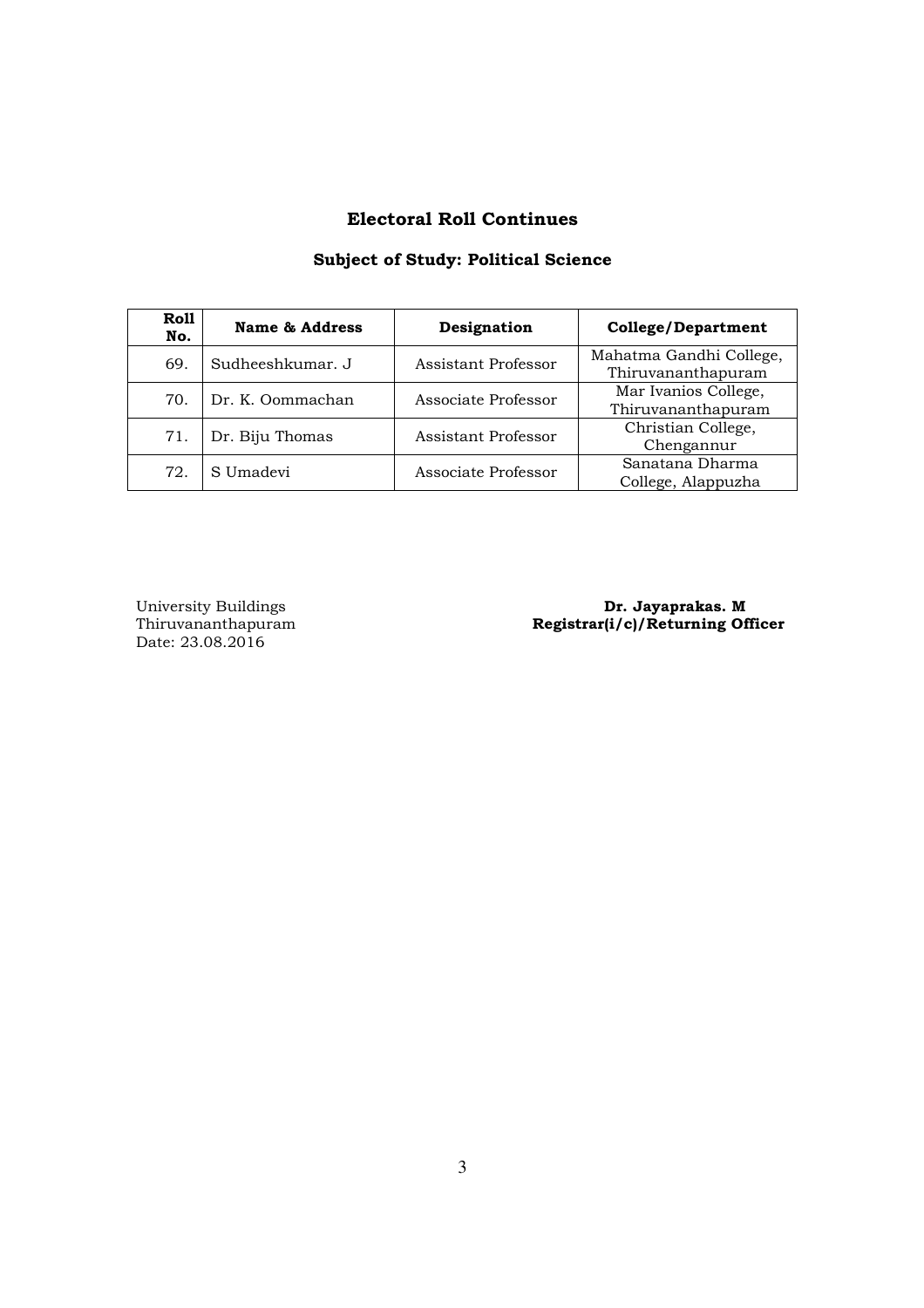## Electoral Roll Continues

### Subject of Study: Political Science

| Roll No. | Name & Address | Designation | College/Department |
|---|---|---|---|
| 69. | Sudheeshkumar. J | Assistant Professor | Mahatma Gandhi College, Thiruvananthapuram |
| 70. | Dr. K. Oommachan | Associate Professor | Mar Ivanios College, Thiruvananthapuram |
| 71. | Dr. Biju Thomas | Assistant Professor | Christian College, Chengannur |
| 72. | S Umadevi | Associate Professor | Sanatana Dharma College, Alappuzha |

University Buildings
Thiruvananthapuram
Date: 23.08.2016

**Dr. Jayaprakas. M**
**Registrar(i/c)/Returning Officer**